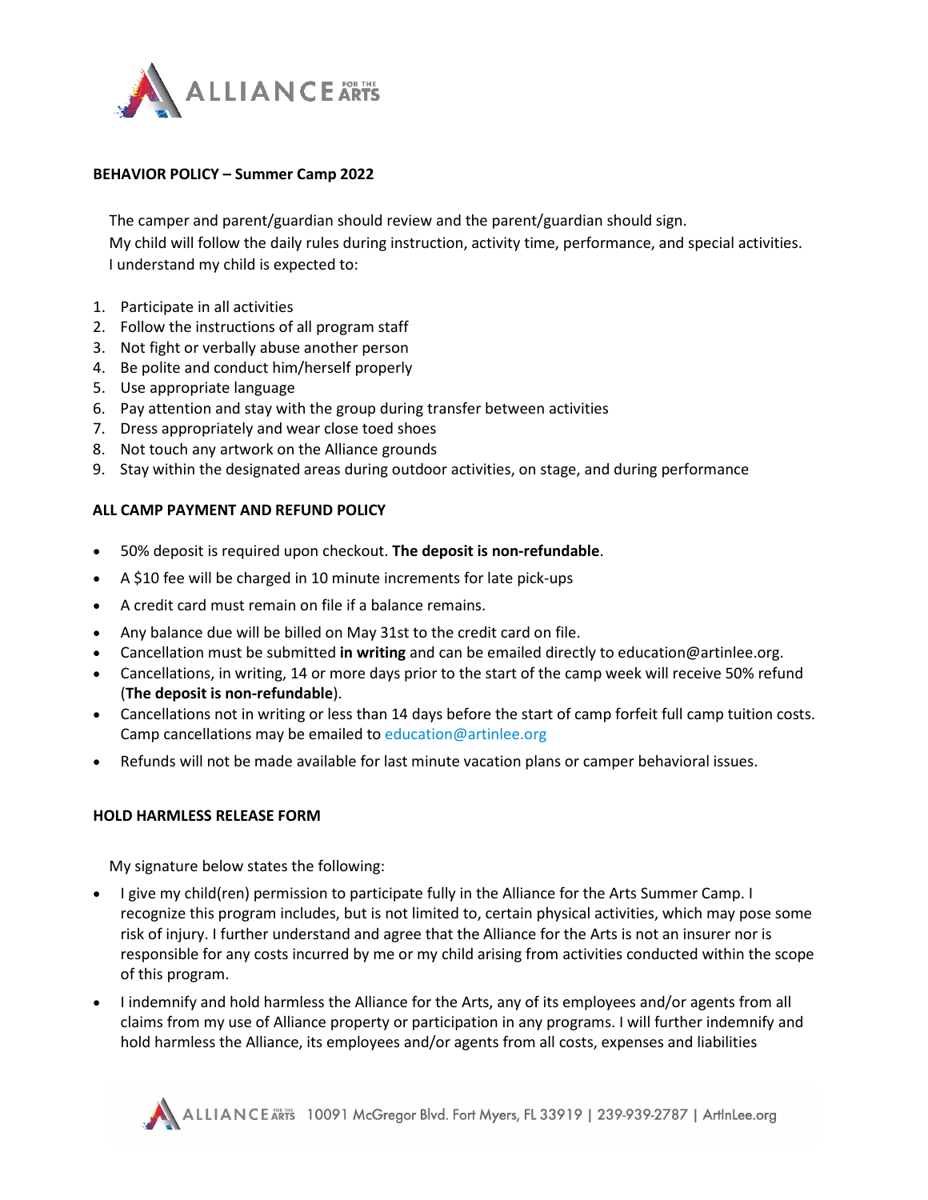## BEHAVIOR POLICY – Summer Camp 2022

The camper and parent/guardian should review and the parent/guardian should sign.
My child will follow the daily rules during instruction, activity time, performance, and special activities.
I understand my child is expected to:

1. Participate in all activities
2. Follow the instructions of all program staff
3. Not fight or verbally abuse another person
4. Be polite and conduct him/herself properly
5. Use appropriate language
6. Pay attention and stay with the group during transfer between activities
7. Dress appropriately and wear close toed shoes
8. Not touch any artwork on the Alliance grounds
9. Stay within the designated areas during outdoor activities, on stage, and during performance

## ALL CAMP PAYMENT AND REFUND POLICY

- 50% deposit is required upon checkout. **The deposit is non-refundable**.
- A $10 fee will be charged in 10 minute increments for late pick-ups
- A credit card must remain on file if a balance remains.
- Any balance due will be billed on May 31st to the credit card on file.
- Cancellation must be submitted **in writing** and can be emailed directly to education@artinlee.org.
- Cancellations, in writing, 14 or more days prior to the start of the camp week will receive 50% refund (**The deposit is non-refundable**).
- Cancellations not in writing or less than 14 days before the start of camp forfeit full camp tuition costs. Camp cancellations may be emailed to education@artinlee.org
- Refunds will not be made available for last minute vacation plans or camper behavioral issues.

## HOLD HARMLESS RELEASE FORM

My signature below states the following:

- I give my child(ren) permission to participate fully in the Alliance for the Arts Summer Camp. I recognize this program includes, but is not limited to, certain physical activities, which may pose some risk of injury. I further understand and agree that the Alliance for the Arts is not an insurer nor is responsible for any costs incurred by me or my child arising from activities conducted within the scope of this program.
- I indemnify and hold harmless the Alliance for the Arts, any of its employees and/or agents from all claims from my use of Alliance property or participation in any programs. I will further indemnify and hold harmless the Alliance, its employees and/or agents from all costs, expenses and liabilities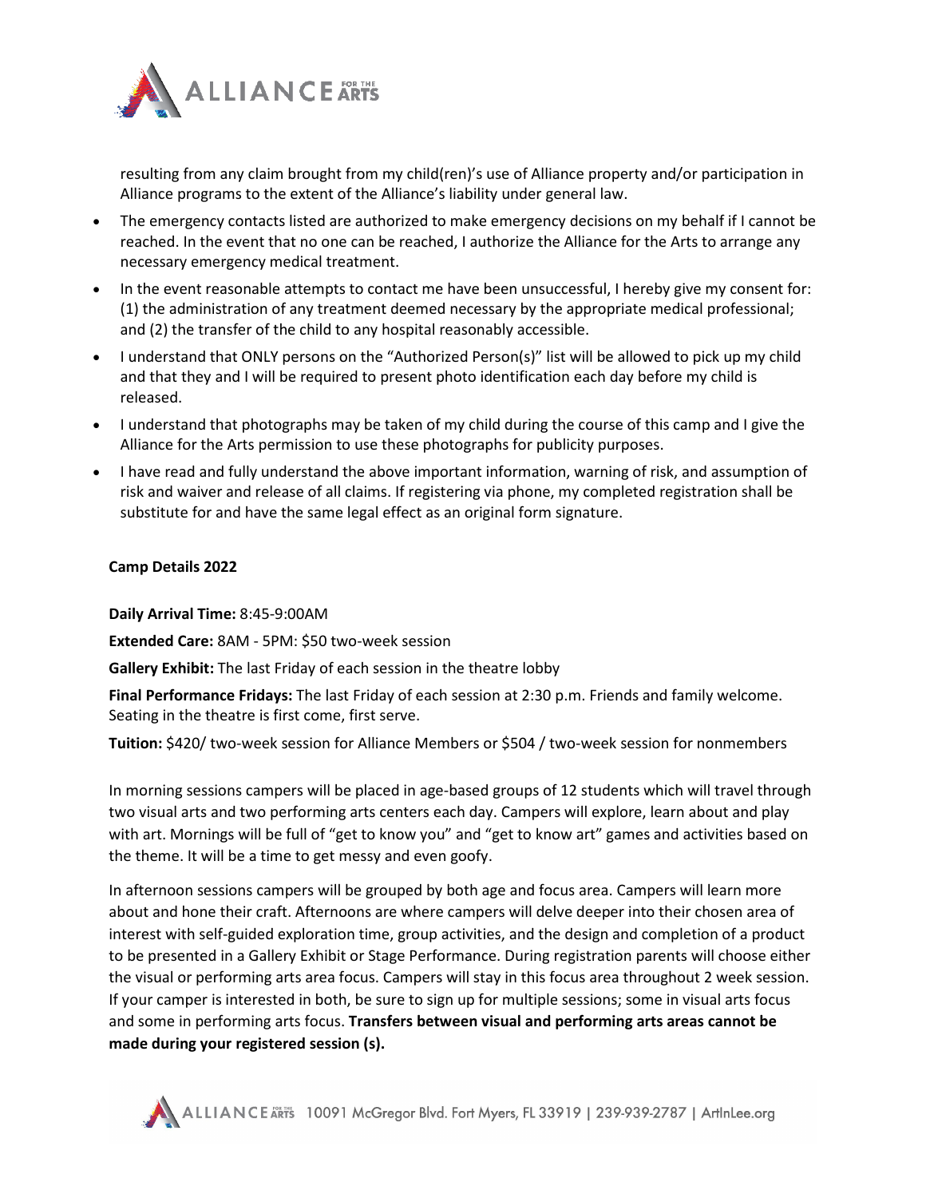resulting from any claim brought from my child(ren)'s use of Alliance property and/or participation in Alliance programs to the extent of the Alliance's liability under general law.

- The emergency contacts listed are authorized to make emergency decisions on my behalf if I cannot be reached. In the event that no one can be reached, I authorize the Alliance for the Arts to arrange any necessary emergency medical treatment.
- In the event reasonable attempts to contact me have been unsuccessful, I hereby give my consent for: (1) the administration of any treatment deemed necessary by the appropriate medical professional; and (2) the transfer of the child to any hospital reasonably accessible.
- I understand that ONLY persons on the "Authorized Person(s)" list will be allowed to pick up my child and that they and I will be required to present photo identification each day before my child is released.
- I understand that photographs may be taken of my child during the course of this camp and I give the Alliance for the Arts permission to use these photographs for publicity purposes.
- I have read and fully understand the above important information, warning of risk, and assumption of risk and waiver and release of all claims. If registering via phone, my completed registration shall be substitute for and have the same legal effect as an original form signature.

**Camp Details 2022**

**Daily Arrival Time:** 8:45-9:00AM

**Extended Care:** 8AM - 5PM: $50 two-week session

**Gallery Exhibit:** The last Friday of each session in the theatre lobby

**Final Performance Fridays:** The last Friday of each session at 2:30 p.m. Friends and family welcome. Seating in the theatre is first come, first serve.

**Tuition:** $420/ two-week session for Alliance Members or $504 / two-week session for nonmembers

In morning sessions campers will be placed in age-based groups of 12 students which will travel through two visual arts and two performing arts centers each day. Campers will explore, learn about and play with art. Mornings will be full of "get to know you" and "get to know art" games and activities based on the theme. It will be a time to get messy and even goofy.

In afternoon sessions campers will be grouped by both age and focus area. Campers will learn more about and hone their craft. Afternoons are where campers will delve deeper into their chosen area of interest with self-guided exploration time, group activities, and the design and completion of a product to be presented in a Gallery Exhibit or Stage Performance. During registration parents will choose either the visual or performing arts area focus. Campers will stay in this focus area throughout 2 week session. If your camper is interested in both, be sure to sign up for multiple sessions; some in visual arts focus and some in performing arts focus. **Transfers between visual and performing arts areas cannot be made during your registered session (s).**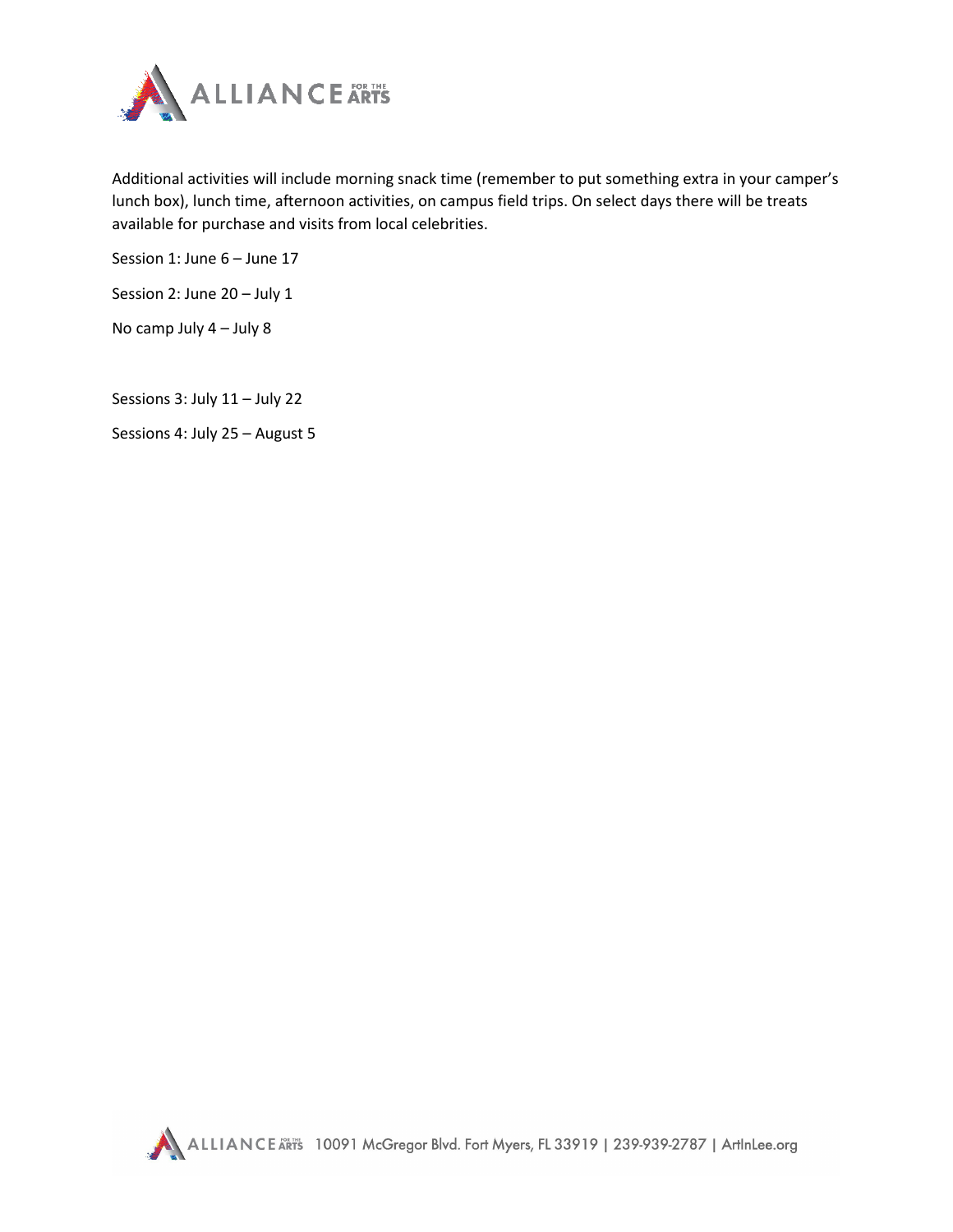Additional activities will include morning snack time (remember to put something extra in your camper's lunch box), lunch time, afternoon activities, on campus field trips. On select days there will be treats available for purchase and visits from local celebrities.

Session 1: June 6 – June 17

Session 2: June 20 – July 1

No camp July 4 – July 8

Sessions 3: July 11 – July 22

Sessions 4: July 25 – August 5